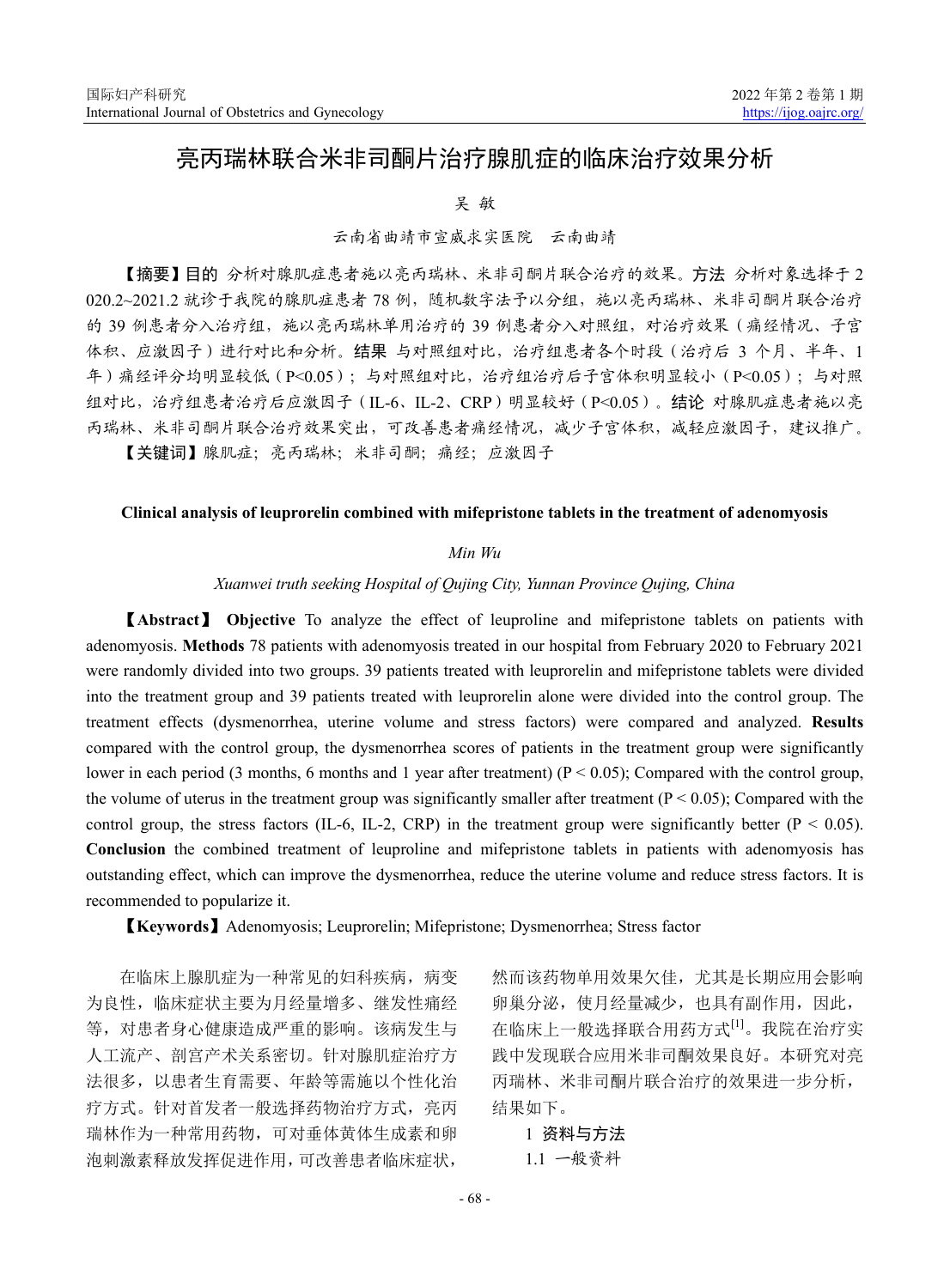# 亮丙瑞林联合米非司酮片治疗腺肌症的临床治疗效果分析

吴 敏

云南省曲靖市宣威求实医院 云南曲靖

【摘要】**目的** 分析对腺肌症患者施以亮丙瑞林、米非司酮片联合治疗的效果。**方法** 分析对象选择于2020.2~2021.2就诊于我院的腺肌症患者78例，随机数字法予以分组，施以亮丙瑞林、米非司酮片联合治疗的39例患者分入治疗组，施以亮丙瑞林单用治疗的39例患者分入对照组，对治疗效果（痛经情况、子宫体积、应激因子）进行对比和分析。**结果** 与对照组对比，治疗组患者各个时段（治疗后3个月、半年、1年）痛经评分均明显较低（P<0.05）；与对照组对比，治疗组治疗后子宫体积明显较小（P<0.05）；与对照组对比，治疗组患者治疗后应激因子（IL-6、IL-2、CRP）明显较好（P<0.05）。**结论** 对腺肌症患者施以亮丙瑞林、米非司酮片联合治疗效果突出，可改善患者痛经情况，减少子宫体积，减轻应激因子，建议推广。

【关键词】腺肌症；亮丙瑞林；米非司酮；痛经；应激因子

**Clinical analysis of leuprorelin combined with mifepristone tablets in the treatment of adenomyosis**

*Min Wu*

*Xuanwei truth seeking Hospital of Qujing City, Yunnan Province Qujing, China*

【**Abstract**】 **Objective** To analyze the effect of leuproline and mifepristone tablets on patients with adenomyosis. **Methods** 78 patients with adenomyosis treated in our hospital from February 2020 to February 2021 were randomly divided into two groups. 39 patients treated with leuprorelin and mifepristone tablets were divided into the treatment group and 39 patients treated with leuprorelin alone were divided into the control group. The treatment effects (dysmenorrhea, uterine volume and stress factors) were compared and analyzed. **Results** compared with the control group, the dysmenorrhea scores of patients in the treatment group were significantly lower in each period (3 months, 6 months and 1 year after treatment) (P < 0.05); Compared with the control group, the volume of uterus in the treatment group was significantly smaller after treatment (P < 0.05); Compared with the control group, the stress factors (IL-6, IL-2, CRP) in the treatment group were significantly better (P < 0.05). **Conclusion** the combined treatment of leuproline and mifepristone tablets in patients with adenomyosis has outstanding effect, which can improve the dysmenorrhea, reduce the uterine volume and reduce stress factors. It is recommended to popularize it.

【**Keywords**】Adenomyosis; Leuprorelin; Mifepristone; Dysmenorrhea; Stress factor

在临床上腺肌症为一种常见的妇科疾病，病变为良性，临床症状主要为月经量增多、继发性痛经等，对患者身心健康造成严重的影响。该病发生与人工流产、剖宫产术关系密切。针对腺肌症治疗方法很多，以患者生育需要、年龄等需施以个性化治疗方式。针对首发者一般选择药物治疗方式，亮丙瑞林作为一种常用药物，可对垂体黄体生成素和卵泡刺激素释放发挥促进作用，可改善患者临床症状，然而该药物单用效果欠佳，尤其是长期应用会影响卵巢分泌，使月经量减少，也具有副作用，因此，在临床上一般选择联合用药方式[1]。我院在治疗实践中发现联合应用米非司酮效果良好。本研究对亮丙瑞林、米非司酮片联合治疗的效果进一步分析，结果如下。

## 1 资料与方法

### 1.1 一般资料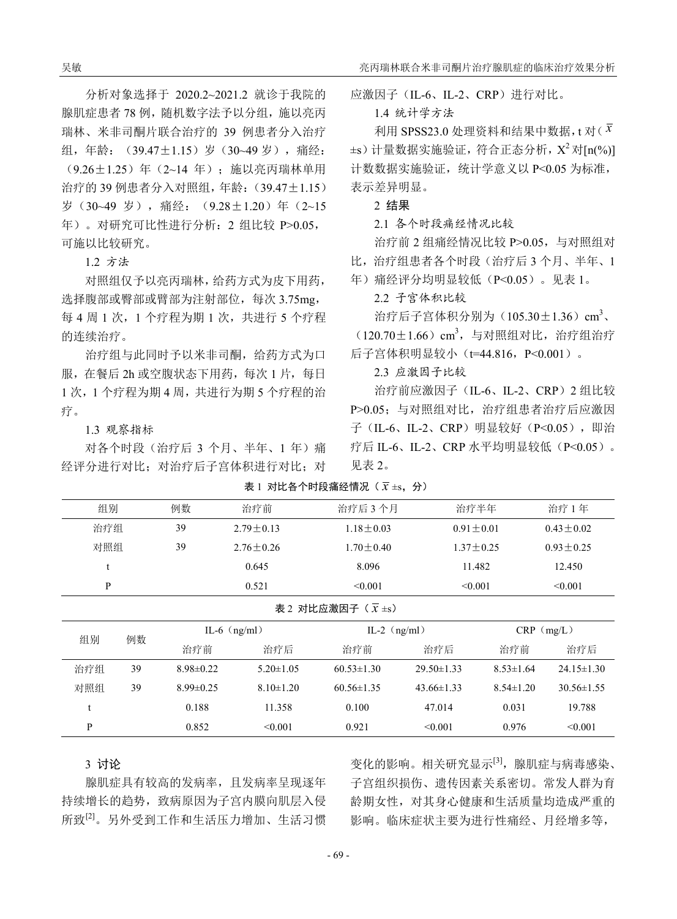分析对象选择于 2020.2~2021.2 就诊于我院的腺肌症患者 78 例，随机数字法予以分组，施以亮丙瑞林、米非司酮片联合治疗的 39 例患者分入治疗组，年龄：（39.47±1.15）岁（30~49 岁），痛经：（9.26±1.25）年（2~14 年）；施以亮丙瑞林单用治疗的 39 例患者分入对照组，年龄：（39.47±1.15）岁（30~49 岁），痛经：（9.28±1.20）年（2~15 年）。对研究可比性进行分析：2 组比较 P>0.05，可施以比较研究。

### 1.2 方法

对照组仅予以亮丙瑞林，给药方式为皮下用药，选择腹部或臀部或臂部为注射部位，每次 3.75mg，每 4 周 1 次，1 个疗程为期 1 次，共进行 5 个疗程的连续治疗。

治疗组与此同时予以米非司酮，给药方式为口服，在餐后 2h 或空腹状态下用药，每次 1 片，每日 1 次，1 个疗程为期 4 周，共进行为期 5 个疗程的治疗。

### 1.3 观察指标

对各个时段（治疗后 3 个月、半年、1 年）痛经评分进行对比；对治疗后子宫体积进行对比；对应激因子（IL-6、IL-2、CRP）进行对比。

### 1.4 统计学方法

利用 SPSS23.0 处理资料和结果中数据，t 对（$\bar{x}$±s）计量数据实施验证，符合正态分析，$X^2$ 对[n(%)]计数数据实施验证，统计学意义以 P<0.05 为标准，表示差异明显。

## 2 结果

### 2.1 各个时段痛经情况比较

治疗前 2 组痛经情况比较 P>0.05，与对照组对比，治疗组患者各个时段（治疗后 3 个月、半年、1 年）痛经评分均明显较低（P<0.05）。见表 1。

### 2.2 子宫体积比较

治疗后子宫体积分别为（105.30±1.36）$cm^3$、（120.70±1.66）$cm^3$，与对照组对比，治疗组治疗后子宫体积明显较小（t=44.816，P<0.001）。

### 2.3 应激因子比较

治疗前应激因子（IL-6、IL-2、CRP）2 组比较 P>0.05；与对照组对比，治疗组患者治疗后应激因子（IL-6、IL-2、CRP）明显较好（P<0.05），即治疗后 IL-6、IL-2、CRP 水平均明显较低（P<0.05）。见表 2。

表 1 对比各个时段痛经情况（$\bar{x}$±s，分）

| 组别 | 例数 | 治疗前 | 治疗后 3 个月 | 治疗半年 | 治疗 1 年 |
|---|---|---|---|---|---|
| 治疗组 | 39 | 2.79±0.13 | 1.18±0.03 | 0.91±0.01 | 0.43±0.02 |
| 对照组 | 39 | 2.76±0.26 | 1.70±0.40 | 1.37±0.25 | 0.93±0.25 |
| t | | 0.645 | 8.096 | 11.482 | 12.450 |
| P | | 0.521 | <0.001 | <0.001 | <0.001 |

表 2 对比应激因子（$\bar{x}$±s）

| 组别 | 例数 | IL-6（ng/ml） | | IL-2（ng/ml） | | CRP（mg/L） | |
|---|---|---|---|---|---|---|---|
| | | 治疗前 | 治疗后 | 治疗前 | 治疗后 | 治疗前 | 治疗后 |
| 治疗组 | 39 | 8.98±0.22 | 5.20±1.05 | 60.53±1.30 | 29.50±1.33 | 8.53±1.64 | 24.15±1.30 |
| 对照组 | 39 | 8.99±0.25 | 8.10±1.20 | 60.56±1.35 | 43.66±1.33 | 8.54±1.20 | 30.56±1.55 |
| t | | 0.188 | 11.358 | 0.100 | 47.014 | 0.031 | 19.788 |
| P | | 0.852 | <0.001 | 0.921 | <0.001 | 0.976 | <0.001 |

## 3 讨论

腺肌症具有较高的发病率，且发病率呈现逐年持续增长的趋势，致病原因为子宫内膜向肌层入侵所致[2]。另外受到工作和生活压力增加、生活习惯变化的影响。相关研究显示[3]，腺肌症与病毒感染、子宫组织损伤、遗传因素关系密切。常发人群为育龄期女性，对其身心健康和生活质量均造成严重的影响。临床症状主要为进行性痛经、月经增多等，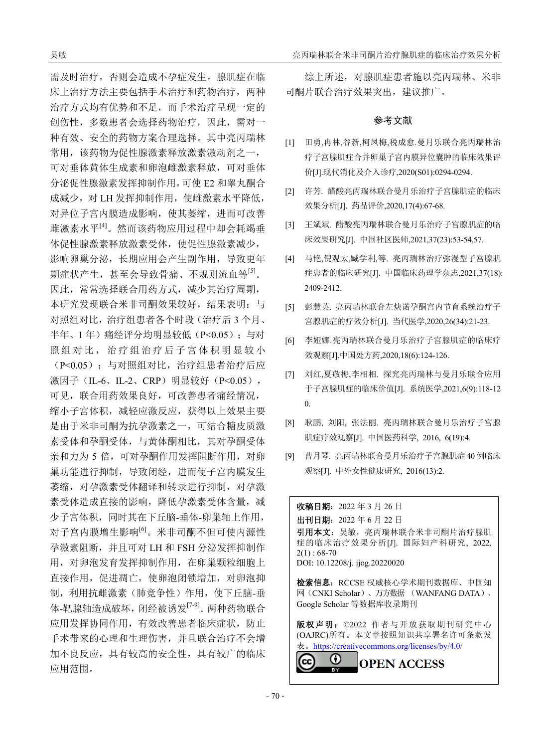需及时治疗，否则会造成不孕症发生。腺肌症在临床上治疗方法主要包括手术治疗和药物治疗，两种治疗方式均有优势和不足，而手术治疗呈现一定的创伤性，多数患者会选择药物治疗，因此，需对一种有效、安全的药物方案合理选择。其中亮丙瑞林常用，该药物为促性腺激素释放激素激动剂之一，可对垂体黄体生成素和卵泡雌激素释放，可对垂体分泌促性腺激素发挥抑制作用，可使 E2 和睾丸酮合成减少，对 LH 发挥抑制作用，使雌激素水平降低，对异位子宫内膜造成影响，使其萎缩，进而可改善雌激素水平[4]。然而该药物应用过程中却会耗竭垂体促性腺激素释放激素受体，使促性腺激素减少，影响卵巢分泌，长期应用会产生副作用，导致更年期症状产生，甚至会导致骨痛、不规则流血等[5]。因此，常常选择联合用药方式，减少其治疗周期，本研究发现联合米非司酮效果较好，结果表明：与对照组对比，治疗组患者各个时段（治疗后 3 个月、半年、1 年）痛经评分均明显较低（$P<0.05$）；与对照组对比，治疗组治疗后子宫体积明显较小（$P<0.05$）；与对照组对比，治疗组患者治疗后应激因子（IL-6、IL-2、CRP）明显较好（$P<0.05$），可见，联合用药效果良好，可改善患者痛经情况，缩小子宫体积，减轻应激反应，获得以上效果主要是由于米非司酮为抗孕激素之一，可结合糖皮质激素受体和孕酮受体，与黄体酮相比，其对孕酮受体亲和力为 5 倍，可对孕酮作用发挥阻断作用，对卵巢功能进行抑制，导致闭经，进而使子宫内膜发生萎缩，对孕激素受体翻译和转录进行抑制，对孕激素受体造成直接的影响，降低孕激素受体含量，减少子宫体积，同时其在下丘脑-垂体-卵巢轴上作用，对子宫内膜增生影响[6]。米非司酮不但可使内源性孕激素阻断，并且可对 LH 和 FSH 分泌发挥抑制作用，对卵泡发育发挥抑制作用，在卵巢颗粒细胞上直接作用，促进凋亡，使卵泡闭锁增加，对卵泡抑制，利用抗雌激素（肺竞争性）作用，使下丘脑-垂体-靶腺轴造成破坏，闭经被诱发[7-9]。两种药物联合应用发挥协同作用，有效改善患者临床症状，防止手术带来的心理和生理伤害，并且联合治疗不会增加不良反应，具有较高的安全性，具有较广的临床应用范围。

综上所述，对腺肌症患者施以亮丙瑞林、米非司酮片联合治疗效果突出，建议推广。

## 参考文献

[1] 田勇,冉林,谷新,柯凤梅,税成愈.曼月乐联合亮丙瑞林治疗子宫腺肌症合并卵巢子宫内膜异位囊肿的临床效果评价[J].现代消化及介入诊疗,2020(S01):0294-0294.

[2] 许芳. 醋酸亮丙瑞林联合曼月乐治疗子宫腺肌症的临床效果分析[J]. 药品评价,2020,17(4):67-68.

[3] 王斌斌. 醋酸亮丙瑞林联合曼月乐治疗子宫腺肌症的临床效果研究[J]. 中国社区医师,2021,37(23):53-54,57.

[4] 马艳,倪观太,臧学利,等. 亮丙瑞林治疗弥漫型子宫腺肌症患者的临床研究[J]. 中国临床药理学杂志,2021,37(18):2409-2412.

[5] 彭慧英. 亮丙瑞林联合左炔诺孕酮宫内节育系统治疗子宫腺肌症的疗效分析[J]. 当代医学,2020,26(34):21-23.

[6] 李娅娜.亮丙瑞林联合曼月乐治疗子宫腺肌症的临床疗效观察[J].中国处方药,2020,18(6):124-126.

[7] 刘红,夏敬梅,李相相. 探究亮丙瑞林与曼月乐联合应用于子宫腺肌症的临床价值[J]. 系统医学,2021,6(9):118-120.

[8] 耿鹏, 刘阳, 张法丽. 亮丙瑞林联合曼月乐治疗子宫腺肌症疗效观察[J]. 中国医药科学, 2016, 6(19):4.

[9] 曹月琴. 亮丙瑞林联合曼月乐治疗子宫腺肌症 40 例临床观察[J]. 中外女性健康研究, 2016(13):2.

**收稿日期**：2022 年 3 月 26 日
**出刊日期**：2022 年 6 月 22 日
**引用本文**：吴敏，亮丙瑞林联合米非司酮片治疗腺肌症的临床治疗效果分析[J]. 国际妇产科研究，2022, 2(1) : 68-70
DOI: 10.12208/j. ijog.20220020

**检索信息**：RCCSE 权威核心学术期刊数据库、中国知网（CNKI Scholar）、万方数据 （WANFANG DATA）、Google Scholar 等数据库收录期刊

**版权声明**：©2022 作者与开放获取期刊研究中心(OAJRC)所有。本文章按照知识共享署名许可条款发表。https://creativecommons.org/licenses/by/4.0/

OPEN ACCESS